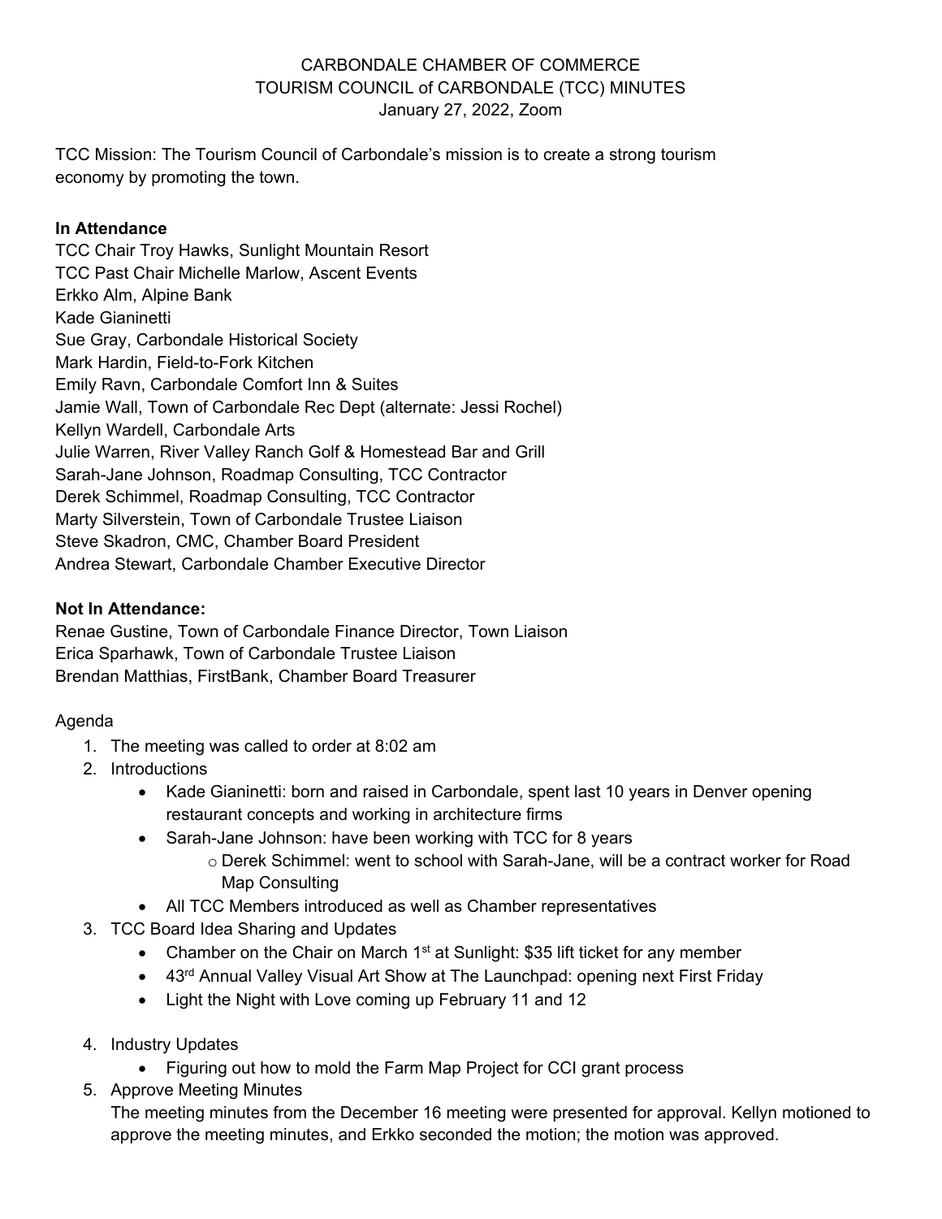CARBONDALE CHAMBER OF COMMERCE
TOURISM COUNCIL of CARBONDALE (TCC) MINUTES
January 27, 2022, Zoom

TCC Mission: The Tourism Council of Carbondale's mission is to create a strong tourism economy by promoting the town.

**In Attendance**

TCC Chair Troy Hawks, Sunlight Mountain Resort
TCC Past Chair Michelle Marlow, Ascent Events
Erkko Alm, Alpine Bank
Kade Gianinetti
Sue Gray, Carbondale Historical Society
Mark Hardin, Field-to-Fork Kitchen
Emily Ravn, Carbondale Comfort Inn & Suites
Jamie Wall, Town of Carbondale Rec Dept (alternate: Jessi Rochel)
Kellyn Wardell, Carbondale Arts
Julie Warren, River Valley Ranch Golf & Homestead Bar and Grill
Sarah-Jane Johnson, Roadmap Consulting, TCC Contractor
Derek Schimmel, Roadmap Consulting, TCC Contractor
Marty Silverstein, Town of Carbondale Trustee Liaison
Steve Skadron, CMC, Chamber Board President
Andrea Stewart, Carbondale Chamber Executive Director

**Not In Attendance:**

Renae Gustine, Town of Carbondale Finance Director, Town Liaison
Erica Sparhawk, Town of Carbondale Trustee Liaison
Brendan Matthias, FirstBank, Chamber Board Treasurer

Agenda

1. The meeting was called to order at 8:02 am
2. Introductions
   - Kade Gianinetti: born and raised in Carbondale, spent last 10 years in Denver opening restaurant concepts and working in architecture firms
   - Sarah-Jane Johnson: have been working with TCC for 8 years
     - Derek Schimmel: went to school with Sarah-Jane, will be a contract worker for Road Map Consulting
   - All TCC Members introduced as well as Chamber representatives
3. TCC Board Idea Sharing and Updates
   - Chamber on the Chair on March 1st at Sunlight: $35 lift ticket for any member
   - 43rd Annual Valley Visual Art Show at The Launchpad: opening next First Friday
   - Light the Night with Love coming up February 11 and 12
4. Industry Updates
   - Figuring out how to mold the Farm Map Project for CCI grant process
5. Approve Meeting Minutes
   The meeting minutes from the December 16 meeting were presented for approval. Kellyn motioned to approve the meeting minutes, and Erkko seconded the motion; the motion was approved.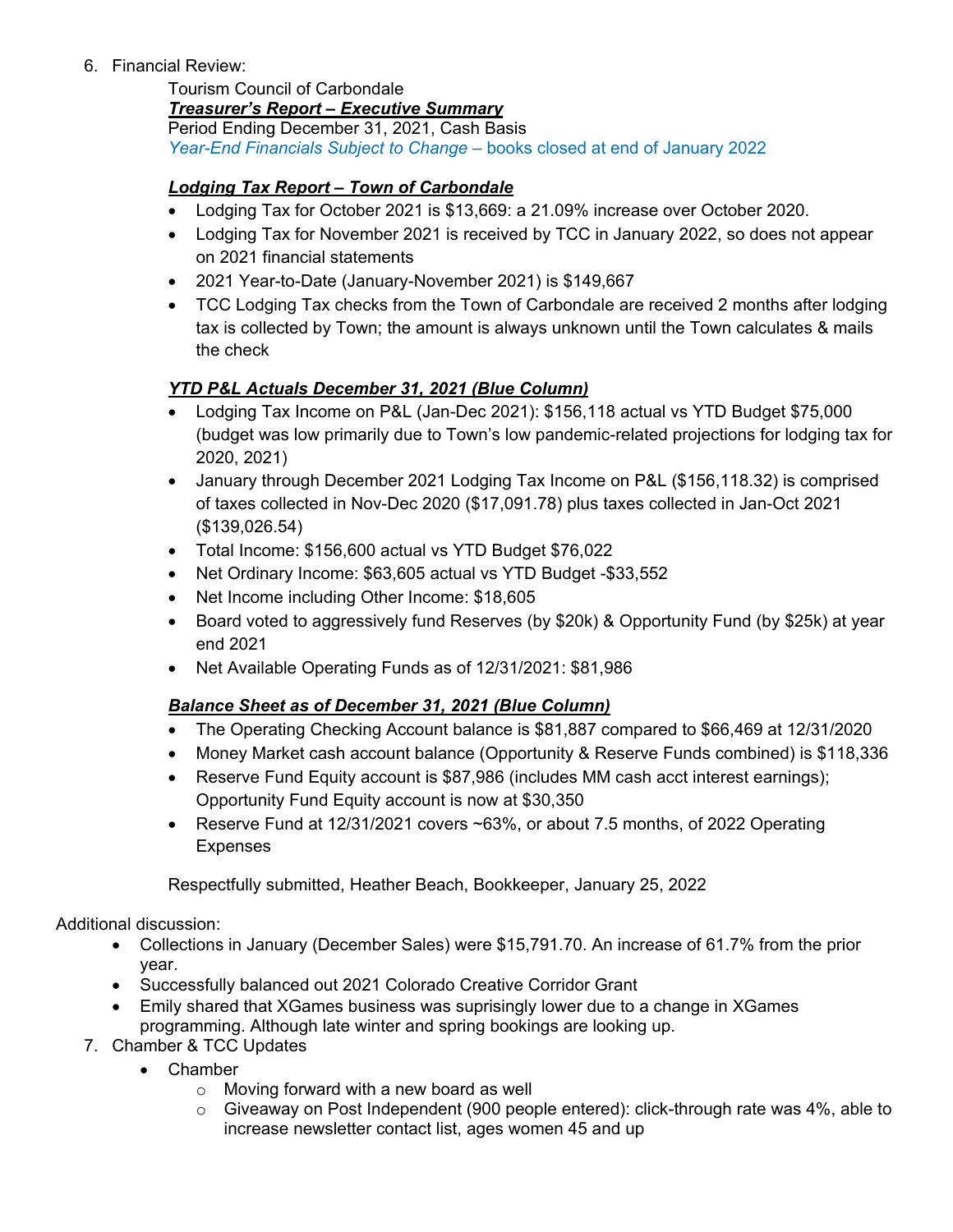6. Financial Review:

   Tourism Council of Carbondale
   ***Treasurer's Report – Executive Summary***
   Period Ending December 31, 2021, Cash Basis
   *Year-End Financials Subject to Change* – books closed at end of January 2022

   ***Lodging Tax Report – Town of Carbondale***

   - Lodging Tax for October 2021 is $13,669: a 21.09% increase over October 2020.
   - Lodging Tax for November 2021 is received by TCC in January 2022, so does not appear on 2021 financial statements
   - 2021 Year-to-Date (January-November 2021) is $149,667
   - TCC Lodging Tax checks from the Town of Carbondale are received 2 months after lodging tax is collected by Town; the amount is always unknown until the Town calculates & mails the check

   ***YTD P&L Actuals December 31, 2021 (Blue Column)***

   - Lodging Tax Income on P&L (Jan-Dec 2021): $156,118 actual vs YTD Budget $75,000 (budget was low primarily due to Town's low pandemic-related projections for lodging tax for 2020, 2021)
   - January through December 2021 Lodging Tax Income on P&L ($156,118.32) is comprised of taxes collected in Nov-Dec 2020 ($17,091.78) plus taxes collected in Jan-Oct 2021 ($139,026.54)
   - Total Income: $156,600 actual vs YTD Budget $76,022
   - Net Ordinary Income: $63,605 actual vs YTD Budget -$33,552
   - Net Income including Other Income: $18,605
   - Board voted to aggressively fund Reserves (by $20k) & Opportunity Fund (by $25k) at year end 2021
   - Net Available Operating Funds as of 12/31/2021: $81,986

   ***Balance Sheet as of December 31, 2021 (Blue Column)***

   - The Operating Checking Account balance is $81,887 compared to $66,469 at 12/31/2020
   - Money Market cash account balance (Opportunity & Reserve Funds combined) is $118,336
   - Reserve Fund Equity account is $87,986 (includes MM cash acct interest earnings); Opportunity Fund Equity account is now at $30,350
   - Reserve Fund at 12/31/2021 covers ~63%, or about 7.5 months, of 2022 Operating Expenses

   Respectfully submitted, Heather Beach, Bookkeeper, January 25, 2022

   Additional discussion:

   - Collections in January (December Sales) were $15,791.70. An increase of 61.7% from the prior year.
   - Successfully balanced out 2021 Colorado Creative Corridor Grant
   - Emily shared that XGames business was suprisingly lower due to a change in XGames programming. Although late winter and spring bookings are looking up.

7. Chamber & TCC Updates
   - Chamber
     - Moving forward with a new board as well
     - Giveaway on Post Independent (900 people entered): click-through rate was 4%, able to increase newsletter contact list, ages women 45 and up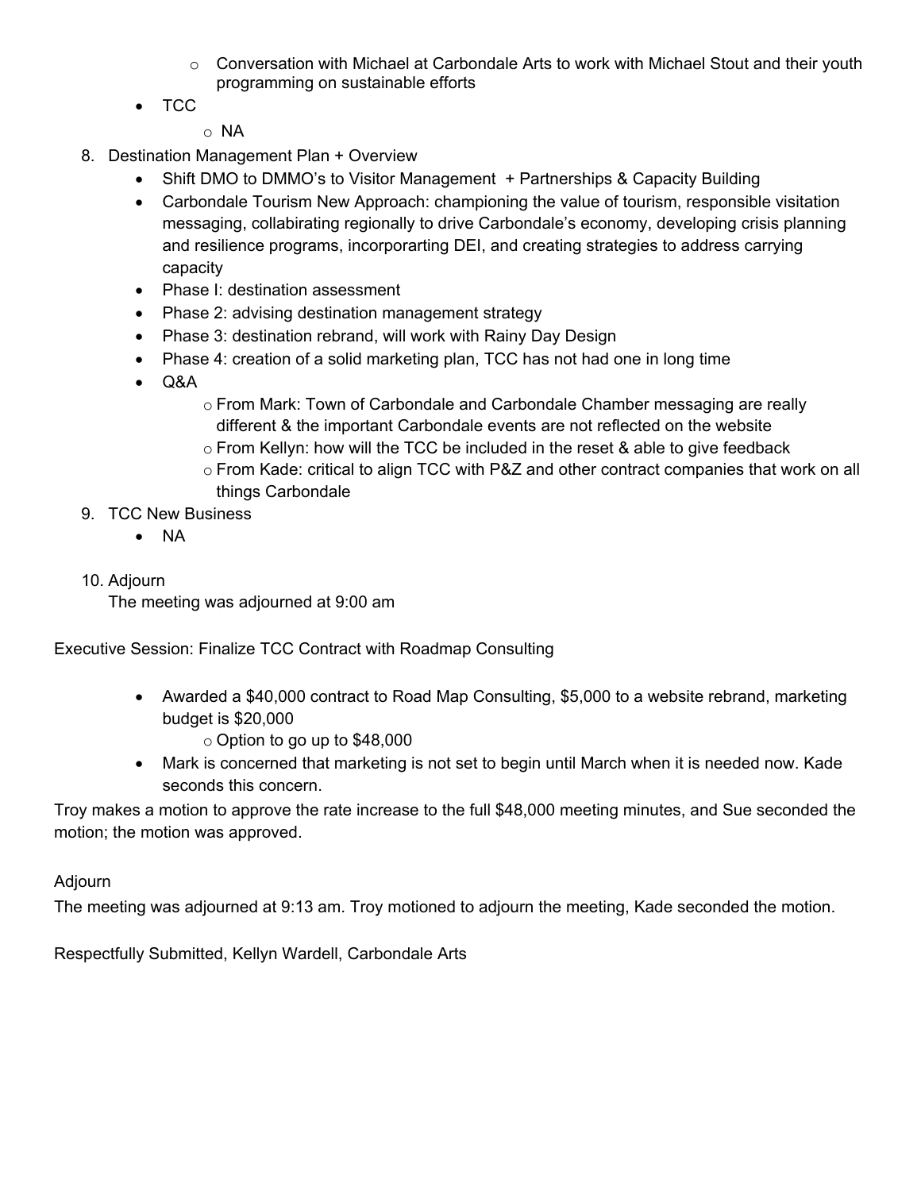- Conversation with Michael at Carbondale Arts to work with Michael Stout and their youth programming on sustainable efforts
- TCC
    - NA

8. Destination Management Plan + Overview
    - Shift DMO to DMMO's to Visitor Management + Partnerships & Capacity Building
    - Carbondale Tourism New Approach: championing the value of tourism, responsible visitation messaging, collibarating regionally to drive Carbondale's economy, developing crisis planning and resilience programs, incorporarting DEI, and creating strategies to address carrying capacity
    - Phase I: destination assessment
    - Phase 2: advising destination management strategy
    - Phase 3: destination rebrand, will work with Rainy Day Design
    - Phase 4: creation of a solid marketing plan, TCC has not had one in long time
    - Q&A
        - From Mark: Town of Carbondale and Carbondale Chamber messaging are really different & the important Carbondale events are not reflected on the website
        - From Kellyn: how will the TCC be included in the reset & able to give feedback
        - From Kade: critical to align TCC with P&Z and other contract companies that work on all things Carbondale
9. TCC New Business
    - NA
10. Adjourn
    The meeting was adjourned at 9:00 am

Executive Session: Finalize TCC Contract with Roadmap Consulting

- Awarded a $40,000 contract to Road Map Consulting, $5,000 to a website rebrand, marketing budget is $20,000
    - Option to go up to $48,000
- Mark is concerned that marketing is not set to begin until March when it is needed now. Kade seconds this concern.

Troy makes a motion to approve the rate increase to the full $48,000 meeting minutes, and Sue seconded the motion; the motion was approved.

Adjourn

The meeting was adjourned at 9:13 am. Troy motioned to adjourn the meeting, Kade seconded the motion.

Respectfully Submitted, Kellyn Wardell, Carbondale Arts